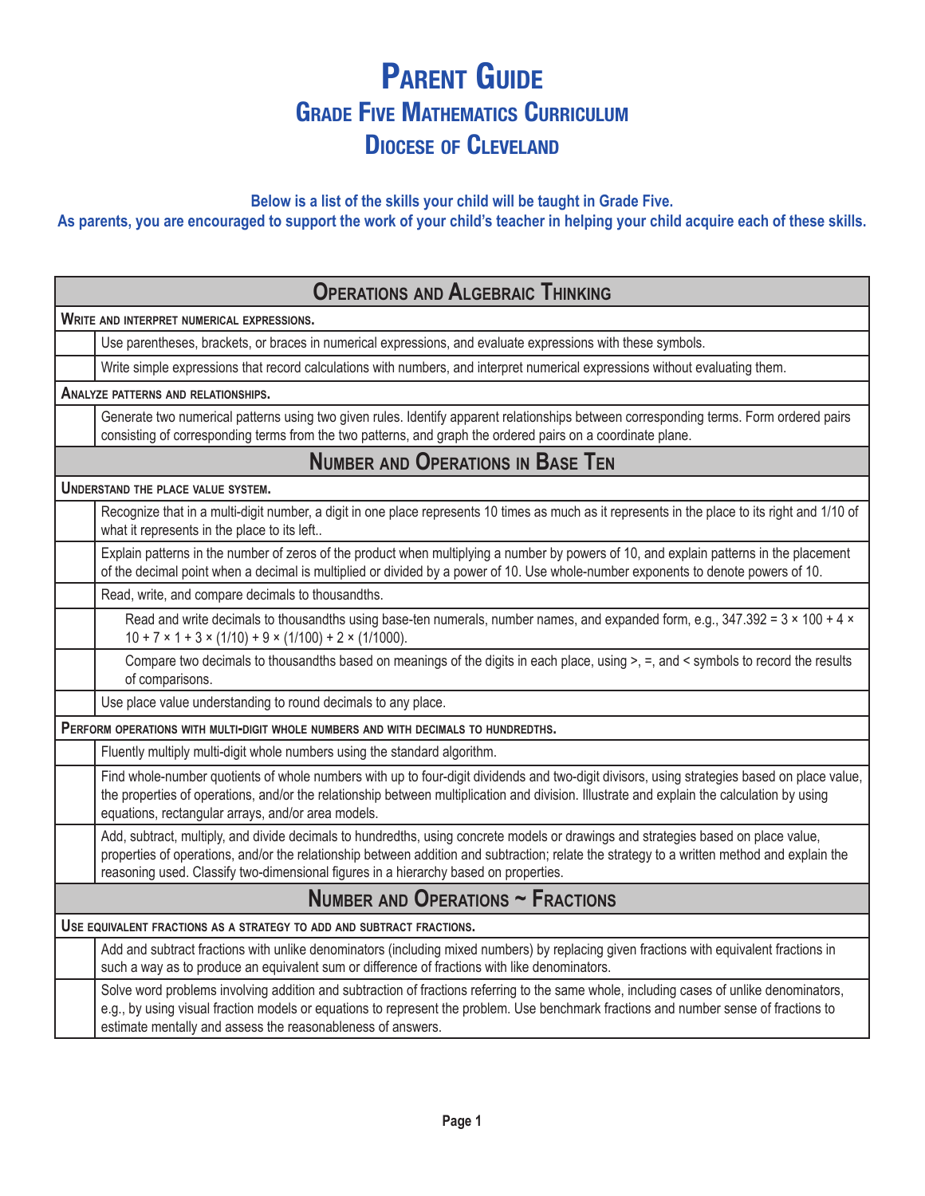# Parent Guide

## Grade Five Mathematics Curriculum

## Diocese of Cleveland

**Below is a list of the skills your child will be taught in Grade Five.**
**As parents, you are encouraged to support the work of your child's teacher in helping your child acquire each of these skills.**

| Operations and Algebraic Thinking | |
|---|---|
| **Write and interpret numerical expressions.** | |
| | Use parentheses, brackets, or braces in numerical expressions, and evaluate expressions with these symbols. |
| | Write simple expressions that record calculations with numbers, and interpret numerical expressions without evaluating them. |
| **Analyze patterns and relationships.** | |
| | Generate two numerical patterns using two given rules. Identify apparent relationships between corresponding terms. Form ordered pairs consisting of corresponding terms from the two patterns, and graph the ordered pairs on a coordinate plane. |
| **Number and Operations in Base Ten** | |
| **Understand the place value system.** | |
| | Recognize that in a multi-digit number, a digit in one place represents 10 times as much as it represents in the place to its right and 1/10 of what it represents in the place to its left.. |
| | Explain patterns in the number of zeros of the product when multiplying a number by powers of 10, and explain patterns in the placement of the decimal point when a decimal is multiplied or divided by a power of 10. Use whole-number exponents to denote powers of 10. |
| | Read, write, and compare decimals to thousandths. |
| | Read and write decimals to thousandths using base-ten numerals, number names, and expanded form, e.g., $347.392 = 3 \times 100 + 4 \times 10 + 7 \times 1 + 3 \times (1/10) + 9 \times (1/100) + 2 \times (1/1000)$. |
| | Compare two decimals to thousandths based on meanings of the digits in each place, using >, =, and < symbols to record the results of comparisons. |
| | Use place value understanding to round decimals to any place. |
| **Perform operations with multi-digit whole numbers and with decimals to hundredths.** | |
| | Fluently multiply multi-digit whole numbers using the standard algorithm. |
| | Find whole-number quotients of whole numbers with up to four-digit dividends and two-digit divisors, using strategies based on place value, the properties of operations, and/or the relationship between multiplication and division. Illustrate and explain the calculation by using equations, rectangular arrays, and/or area models. |
| | Add, subtract, multiply, and divide decimals to hundredths, using concrete models or drawings and strategies based on place value, properties of operations, and/or the relationship between addition and subtraction; relate the strategy to a written method and explain the reasoning used. Classify two-dimensional figures in a hierarchy based on properties. |
| **Number and Operations ~ Fractions** | |
| **Use equivalent fractions as a strategy to add and subtract fractions.** | |
| | Add and subtract fractions with unlike denominators (including mixed numbers) by replacing given fractions with equivalent fractions in such a way as to produce an equivalent sum or difference of fractions with like denominators. |
| | Solve word problems involving addition and subtraction of fractions referring to the same whole, including cases of unlike denominators, e.g., by using visual fraction models or equations to represent the problem. Use benchmark fractions and number sense of fractions to estimate mentally and assess the reasonableness of answers. |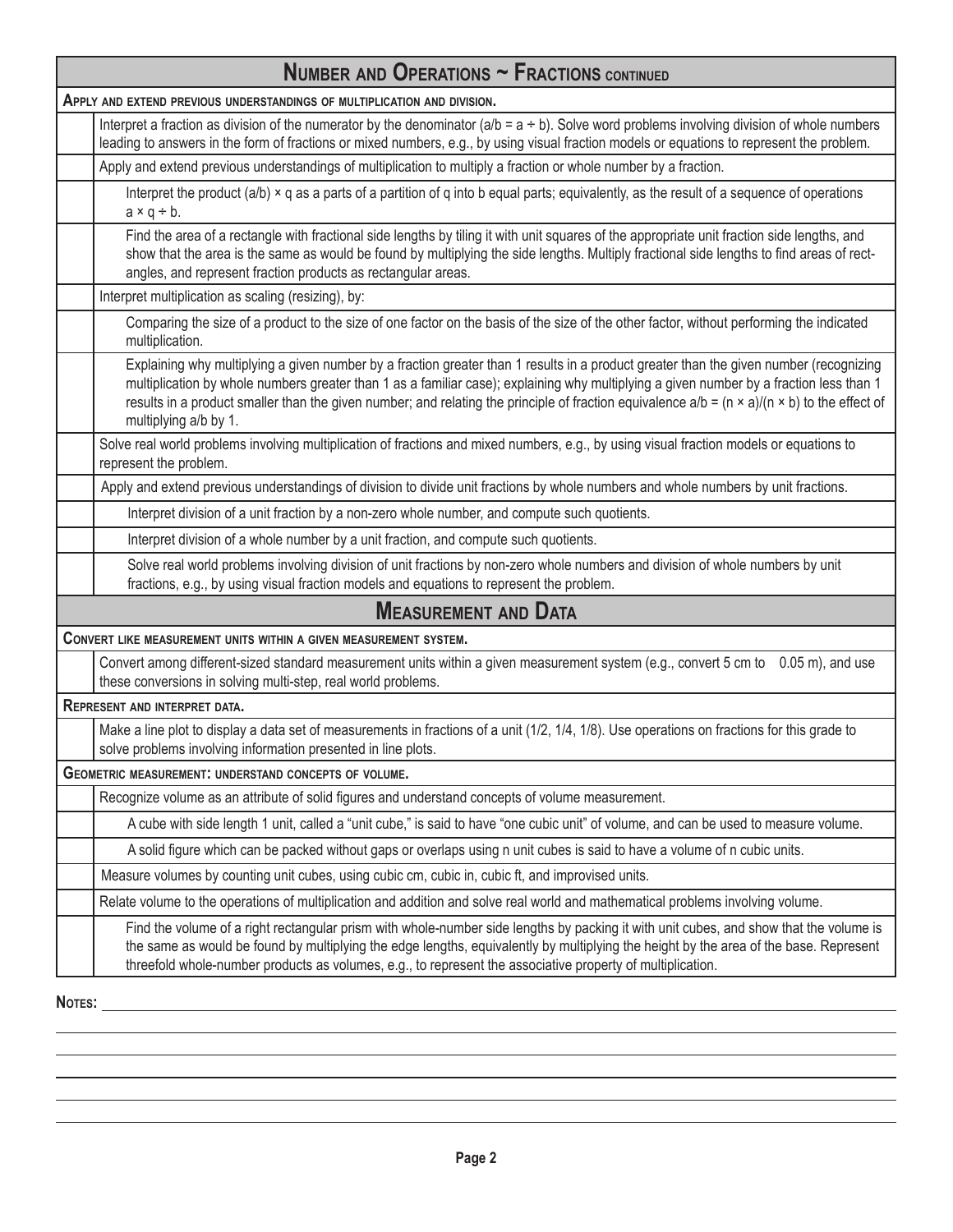## Number and Operations ~ Fractions continued

| | |
|---|---|
| **Apply and extend previous understandings of multiplication and division.** | |
| | Interpret a fraction as division of the numerator by the denominator ($a/b = a \div b$). Solve word problems involving division of whole numbers leading to answers in the form of fractions or mixed numbers, e.g., by using visual fraction models or equations to represent the problem. |
| | Apply and extend previous understandings of multiplication to multiply a fraction or whole number by a fraction. |
| | Interpret the product $(a/b) \times q$ as a parts of a partition of q into b equal parts; equivalently, as the result of a sequence of operations $a \times q \div b$. |
| | Find the area of a rectangle with fractional side lengths by tiling it with unit squares of the appropriate unit fraction side lengths, and show that the area is the same as would be found by multiplying the side lengths. Multiply fractional side lengths to find areas of rectangles, and represent fraction products as rectangular areas. |
| | Interpret multiplication as scaling (resizing), by: |
| | Comparing the size of a product to the size of one factor on the basis of the size of the other factor, without performing the indicated multiplication. |
| | Explaining why multiplying a given number by a fraction greater than 1 results in a product greater than the given number (recognizing multiplication by whole numbers greater than 1 as a familiar case); explaining why multiplying a given number by a fraction less than 1 results in a product smaller than the given number; and relating the principle of fraction equivalence $a/b = (n \times a)/(n \times b)$ to the effect of multiplying a/b by 1. |
| | Solve real world problems involving multiplication of fractions and mixed numbers, e.g., by using visual fraction models or equations to represent the problem. |
| | Apply and extend previous understandings of division to divide unit fractions by whole numbers and whole numbers by unit fractions. |
| | Interpret division of a unit fraction by a non-zero whole number, and compute such quotients. |
| | Interpret division of a whole number by a unit fraction, and compute such quotients. |
| | Solve real world problems involving division of unit fractions by non-zero whole numbers and division of whole numbers by unit fractions, e.g., by using visual fraction models and equations to represent the problem. |

## Measurement and Data

| | |
|---|---|
| **Convert like measurement units within a given measurement system.** | |
| | Convert among different-sized standard measurement units within a given measurement system (e.g., convert 5 cm to 0.05 m), and use these conversions in solving multi-step, real world problems. |
| **Represent and interpret data.** | |
| | Make a line plot to display a data set of measurements in fractions of a unit (1/2, 1/4, 1/8). Use operations on fractions for this grade to solve problems involving information presented in line plots. |
| **Geometric measurement: understand concepts of volume.** | |
| | Recognize volume as an attribute of solid figures and understand concepts of volume measurement. |
| | A cube with side length 1 unit, called a "unit cube," is said to have "one cubic unit" of volume, and can be used to measure volume. |
| | A solid figure which can be packed without gaps or overlaps using n unit cubes is said to have a volume of n cubic units. |
| | Measure volumes by counting unit cubes, using cubic cm, cubic in, cubic ft, and improvised units. |
| | Relate volume to the operations of multiplication and addition and solve real world and mathematical problems involving volume. |
| | Find the volume of a right rectangular prism with whole-number side lengths by packing it with unit cubes, and show that the volume is the same as would be found by multiplying the edge lengths, equivalently by multiplying the height by the area of the base. Represent threefold whole-number products as volumes, e.g., to represent the associative property of multiplication. |

**Notes:**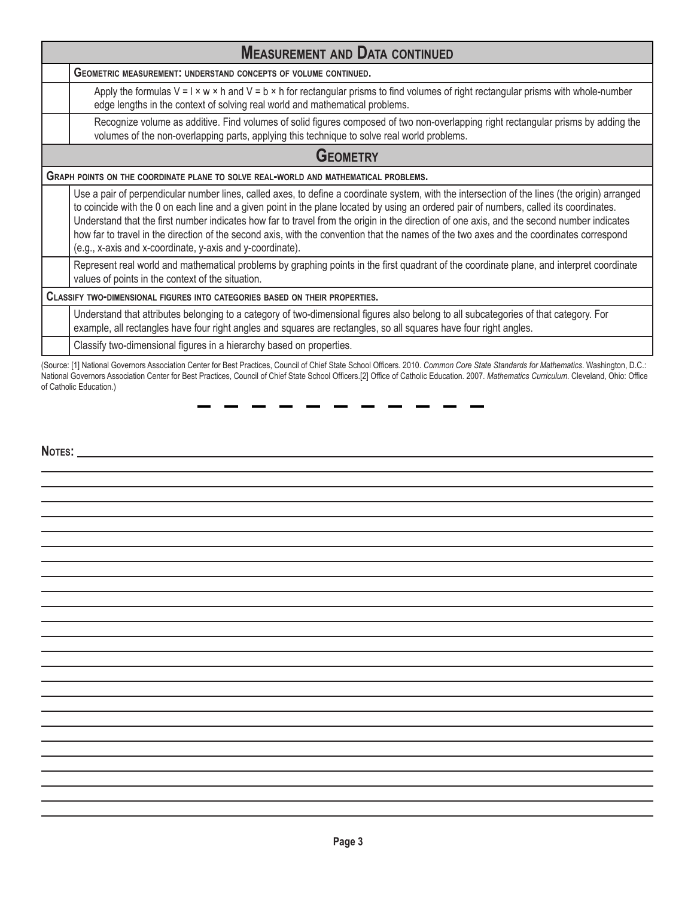| Measurement and Data continued | |
| --- | --- |
| | **Geometric measurement: understand concepts of volume continued.** |
| | Apply the formulas $V = l \times w \times h$ and $V = b \times h$ for rectangular prisms to find volumes of right rectangular prisms with whole-number edge lengths in the context of solving real world and mathematical problems. |
| | Recognize volume as additive. Find volumes of solid figures composed of two non-overlapping right rectangular prisms by adding the volumes of the non-overlapping parts, applying this technique to solve real world problems. |

| Geometry | |
| --- | --- |
| **Graph points on the coordinate plane to solve real-world and mathematical problems.** | |
| | Use a pair of perpendicular number lines, called axes, to define a coordinate system, with the intersection of the lines (the origin) arranged to coincide with the 0 on each line and a given point in the plane located by using an ordered pair of numbers, called its coordinates. Understand that the first number indicates how far to travel from the origin in the direction of one axis, and the second number indicates how far to travel in the direction of the second axis, with the convention that the names of the two axes and the coordinates correspond (e.g., x-axis and x-coordinate, y-axis and y-coordinate). |
| | Represent real world and mathematical problems by graphing points in the first quadrant of the coordinate plane, and interpret coordinate values of points in the context of the situation. |
| **Classify two-dimensional figures into categories based on their properties.** | |
| | Understand that attributes belonging to a category of two-dimensional figures also belong to all subcategories of that category. For example, all rectangles have four right angles and squares are rectangles, so all squares have four right angles. |
| | Classify two-dimensional figures in a hierarchy based on properties. |

(Source: [1] National Governors Association Center for Best Practices, Council of Chief State School Officers. 2010. *Common Core State Standards for Mathematics*. Washington, D.C.: National Governors Association Center for Best Practices, Council of Chief State School Officers.[2] Office of Catholic Education. 2007. *Mathematics Curriculum*. Cleveland, Ohio: Office of Catholic Education.)

**Notes:**